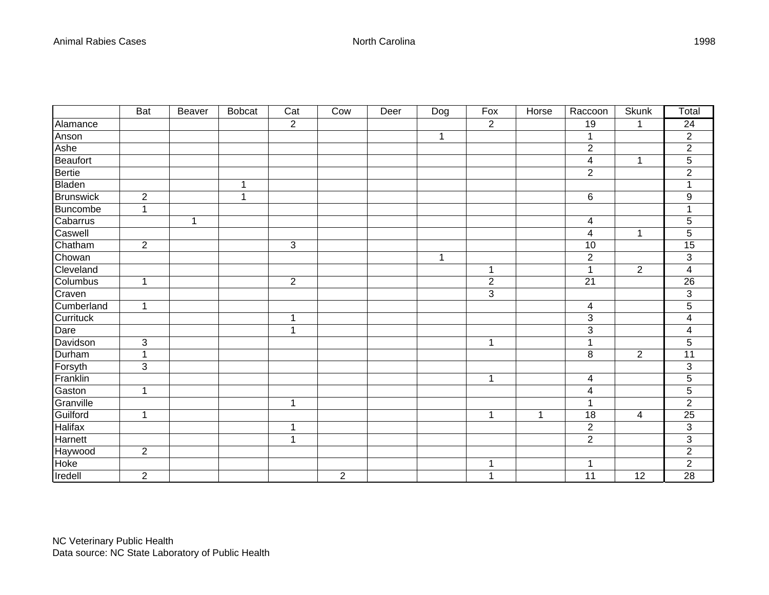Animal Rabies Cases — North Carolina — 1998

| | Bat | Beaver | Bobcat | Cat | Cow | Deer | Dog | Fox | Horse | Raccoon | Skunk | Total |
|---|---|---|---|---|---|---|---|---|---|---|---|---|
| Alamance | | | | 2 | | | | 2 | | 19 | 1 | 24 |
| Anson | | | | | | | 1 | | | 1 | | 2 |
| Ashe | | | | | | | | | | 2 | | 2 |
| Beaufort | | | | | | | | | | 4 | 1 | 5 |
| Bertie | | | | | | | | | | 2 | | 2 |
| Bladen | | | 1 | | | | | | | | | 1 |
| Brunswick | 2 | | 1 | | | | | | | 6 | | 9 |
| Buncombe | 1 | | | | | | | | | | | 1 |
| Cabarrus | | 1 | | | | | | | | 4 | | 5 |
| Caswell | | | | | | | | | | 4 | 1 | 5 |
| Chatham | 2 | | | 3 | | | | | | 10 | | 15 |
| Chowan | | | | | | | 1 | | | 2 | | 3 |
| Cleveland | | | | | | | | 1 | | 1 | 2 | 4 |
| Columbus | 1 | | | 2 | | | | 2 | | 21 | | 26 |
| Craven | | | | | | | | 3 | | | | 3 |
| Cumberland | 1 | | | | | | | | | 4 | | 5 |
| Currituck | | | | 1 | | | | | | 3 | | 4 |
| Dare | | | | 1 | | | | | | 3 | | 4 |
| Davidson | 3 | | | | | | | 1 | | 1 | | 5 |
| Durham | 1 | | | | | | | | | 8 | 2 | 11 |
| Forsyth | 3 | | | | | | | | | | | 3 |
| Franklin | | | | | | | | 1 | | 4 | | 5 |
| Gaston | 1 | | | | | | | | | 4 | | 5 |
| Granville | | | | 1 | | | | | | 1 | | 2 |
| Guilford | 1 | | | | | | | 1 | 1 | 18 | 4 | 25 |
| Halifax | | | | 1 | | | | | | 2 | | 3 |
| Harnett | | | | 1 | | | | | | 2 | | 3 |
| Haywood | 2 | | | | | | | | | | | 2 |
| Hoke | | | | | | | | 1 | | 1 | | 2 |
| Iredell | 2 | | | | 2 | | | 1 | | 11 | 12 | 28 |

NC Veterinary Public Health
Data source: NC State Laboratory of Public Health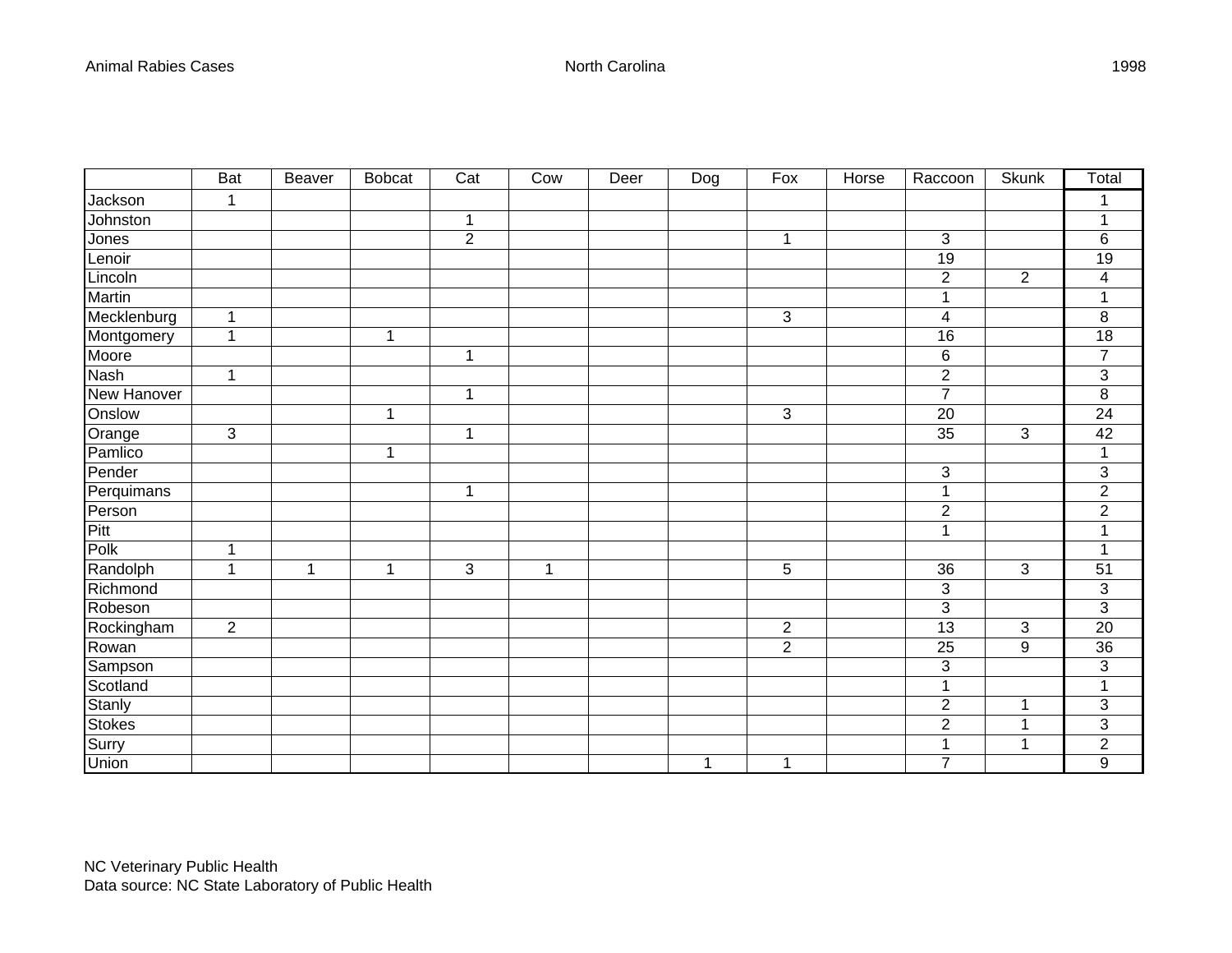| | Bat | Beaver | Bobcat | Cat | Cow | Deer | Dog | Fox | Horse | Raccoon | Skunk | Total |
|---|---|---|---|---|---|---|---|---|---|---|---|---|
| Jackson | 1 | | | | | | | | | | | 1 |
| Johnston | | | | 1 | | | | | | | | 1 |
| Jones | | | | 2 | | | | 1 | | 3 | | 6 |
| Lenoir | | | | | | | | | | 19 | | 19 |
| Lincoln | | | | | | | | | | 2 | 2 | 4 |
| Martin | | | | | | | | | | 1 | | 1 |
| Mecklenburg | 1 | | | | | | | 3 | | 4 | | 8 |
| Montgomery | 1 | | 1 | | | | | | | 16 | | 18 |
| Moore | | | | 1 | | | | | | 6 | | 7 |
| Nash | 1 | | | | | | | | | 2 | | 3 |
| New Hanover | | | | 1 | | | | | | 7 | | 8 |
| Onslow | | | 1 | | | | | 3 | | 20 | | 24 |
| Orange | 3 | | | 1 | | | | | | 35 | 3 | 42 |
| Pamlico | | | 1 | | | | | | | | | 1 |
| Pender | | | | | | | | | | 3 | | 3 |
| Perquimans | | | | 1 | | | | | | 1 | | 2 |
| Person | | | | | | | | | | 2 | | 2 |
| Pitt | | | | | | | | | | 1 | | 1 |
| Polk | 1 | | | | | | | | | | | 1 |
| Randolph | 1 | 1 | 1 | 3 | 1 | | | 5 | | 36 | 3 | 51 |
| Richmond | | | | | | | | | | 3 | | 3 |
| Robeson | | | | | | | | | | 3 | | 3 |
| Rockingham | 2 | | | | | | | 2 | | 13 | 3 | 20 |
| Rowan | | | | | | | | 2 | | 25 | 9 | 36 |
| Sampson | | | | | | | | | | 3 | | 3 |
| Scotland | | | | | | | | | | 1 | | 1 |
| Stanly | | | | | | | | | | 2 | 1 | 3 |
| Stokes | | | | | | | | | | 2 | 1 | 3 |
| Surry | | | | | | | | | | 1 | 1 | 2 |
| Union | | | | | | | 1 | 1 | | 7 | | 9 |

NC Veterinary Public Health
Data source: NC State Laboratory of Public Health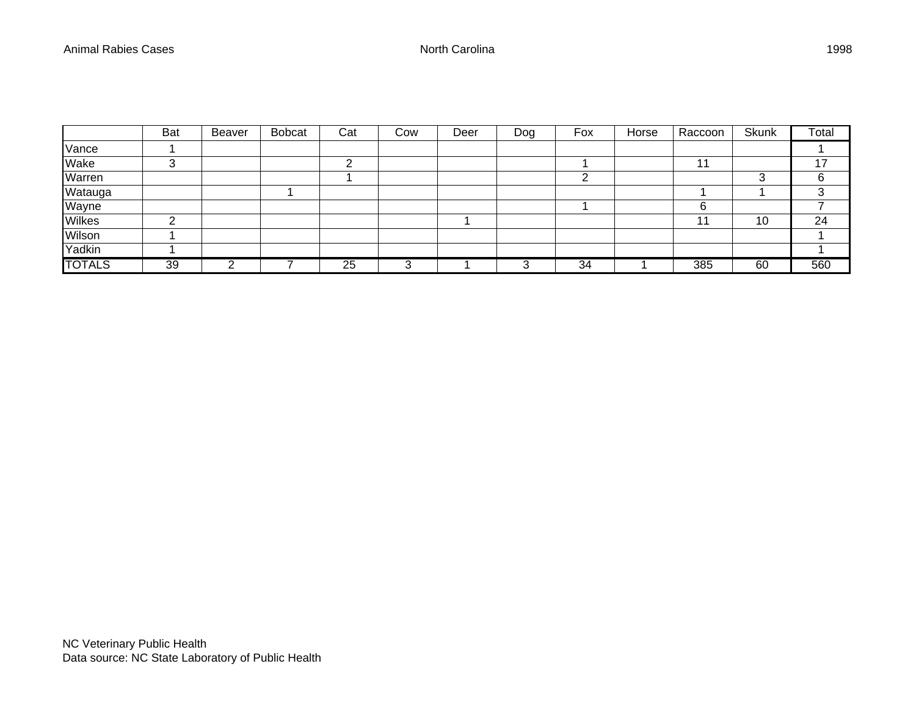| | Bat | Beaver | Bobcat | Cat | Cow | Deer | Dog | Fox | Horse | Raccoon | Skunk | Total |
|---|---|---|---|---|---|---|---|---|---|---|---|---|
| Vance | 1 | | | | | | | | | | | 1 |
| Wake | 3 | | | 2 | | | | 1 | | 11 | | 17 |
| Warren | | | | 1 | | | | 2 | | | 3 | 6 |
| Watauga | | | 1 | | | | | | | 1 | 1 | 3 |
| Wayne | | | | | | | | 1 | | 6 | | 7 |
| Wilkes | 2 | | | | | 1 | | | | 11 | 10 | 24 |
| Wilson | 1 | | | | | | | | | | | 1 |
| Yadkin | 1 | | | | | | | | | | | 1 |
| TOTALS | 39 | 2 | 7 | 25 | 3 | 1 | 3 | 34 | 1 | 385 | 60 | 560 |

NC Veterinary Public Health
Data source: NC State Laboratory of Public Health